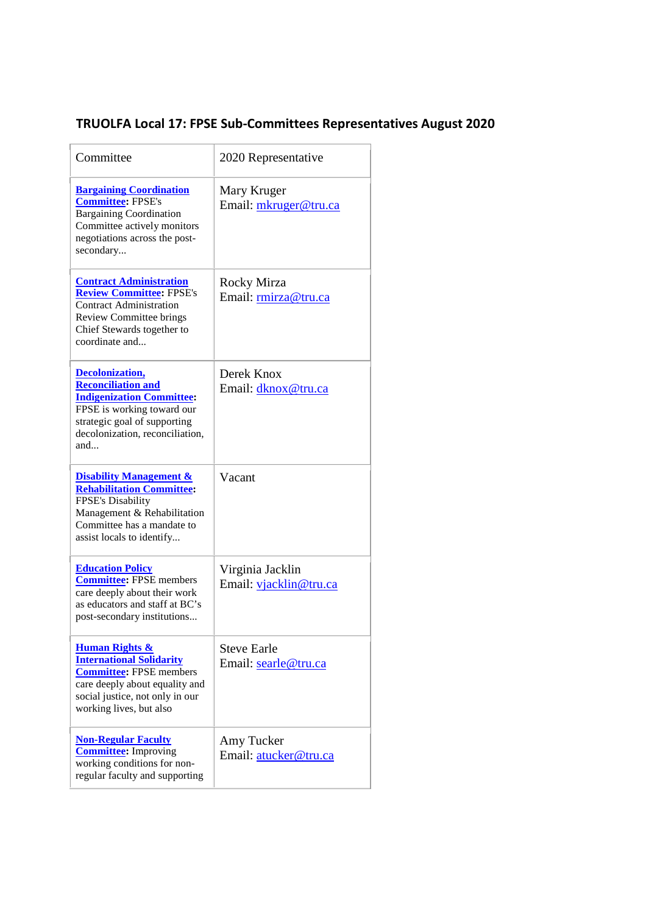# TRUOLFA Local 17: FPSE Sub-Committees Representatives August 2020

| Committee | 2020 Representative |
|---|---|
| **Bargaining Coordination Committee**: FPSE's Bargaining Coordination Committee actively monitors negotiations across the post-secondary... | Mary Kruger<br>Email: mkruger@tru.ca |
| **Contract Administration Review Committee**: FPSE's Contract Administration Review Committee brings Chief Stewards together to coordinate and... | Rocky Mirza<br>Email: rmirza@tru.ca |
| **Decolonization, Reconciliation and Indigenization Committee**: FPSE is working toward our strategic goal of supporting decolonization, reconciliation, and... | Derek Knox<br>Email: dknox@tru.ca |
| **Disability Management & Rehabilitation Committee**: FPSE's Disability Management & Rehabilitation Committee has a mandate to assist locals to identify... | Vacant |
| **Education Policy Committee**: FPSE members care deeply about their work as educators and staff at BC's post-secondary institutions... | Virginia Jacklin<br>Email: vjacklin@tru.ca |
| **Human Rights & International Solidarity Committee**: FPSE members care deeply about equality and social justice, not only in our working lives, but also | Steve Earle<br>Email: searle@tru.ca |
| **Non-Regular Faculty Committee**: Improving working conditions for non-regular faculty and supporting | Amy Tucker<br>Email: atucker@tru.ca |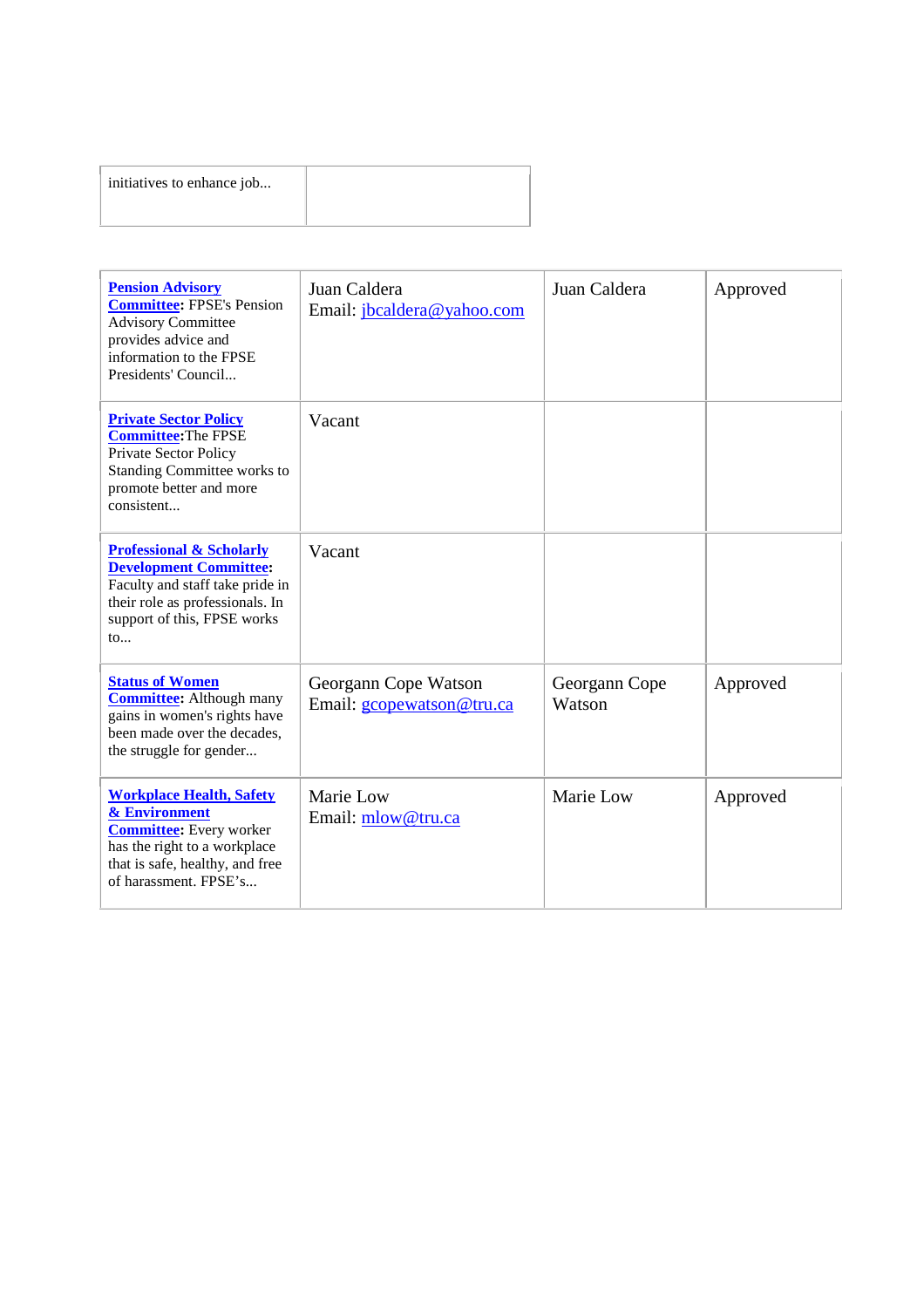| | |
|---|---|
| initiatives to enhance job... | |

| | | | |
|---|---|---|---|
| **Pension Advisory Committee**: FPSE's Pension Advisory Committee provides advice and information to the FPSE Presidents' Council... | Juan Caldera Email: jbcaldera@yahoo.com | Juan Caldera | Approved |
| **Private Sector Policy Committee**:The FPSE Private Sector Policy Standing Committee works to promote better and more consistent... | Vacant | | |
| **Professional & Scholarly Development Committee**: Faculty and staff take pride in their role as professionals. In support of this, FPSE works to... | Vacant | | |
| **Status of Women Committee**: Although many gains in women's rights have been made over the decades, the struggle for gender... | Georgann Cope Watson Email: gcopewatson@tru.ca | Georgann Cope Watson | Approved |
| **Workplace Health, Safety & Environment Committee**: Every worker has the right to a workplace that is safe, healthy, and free of harassment. FPSE's... | Marie Low Email: mlow@tru.ca | Marie Low | Approved |